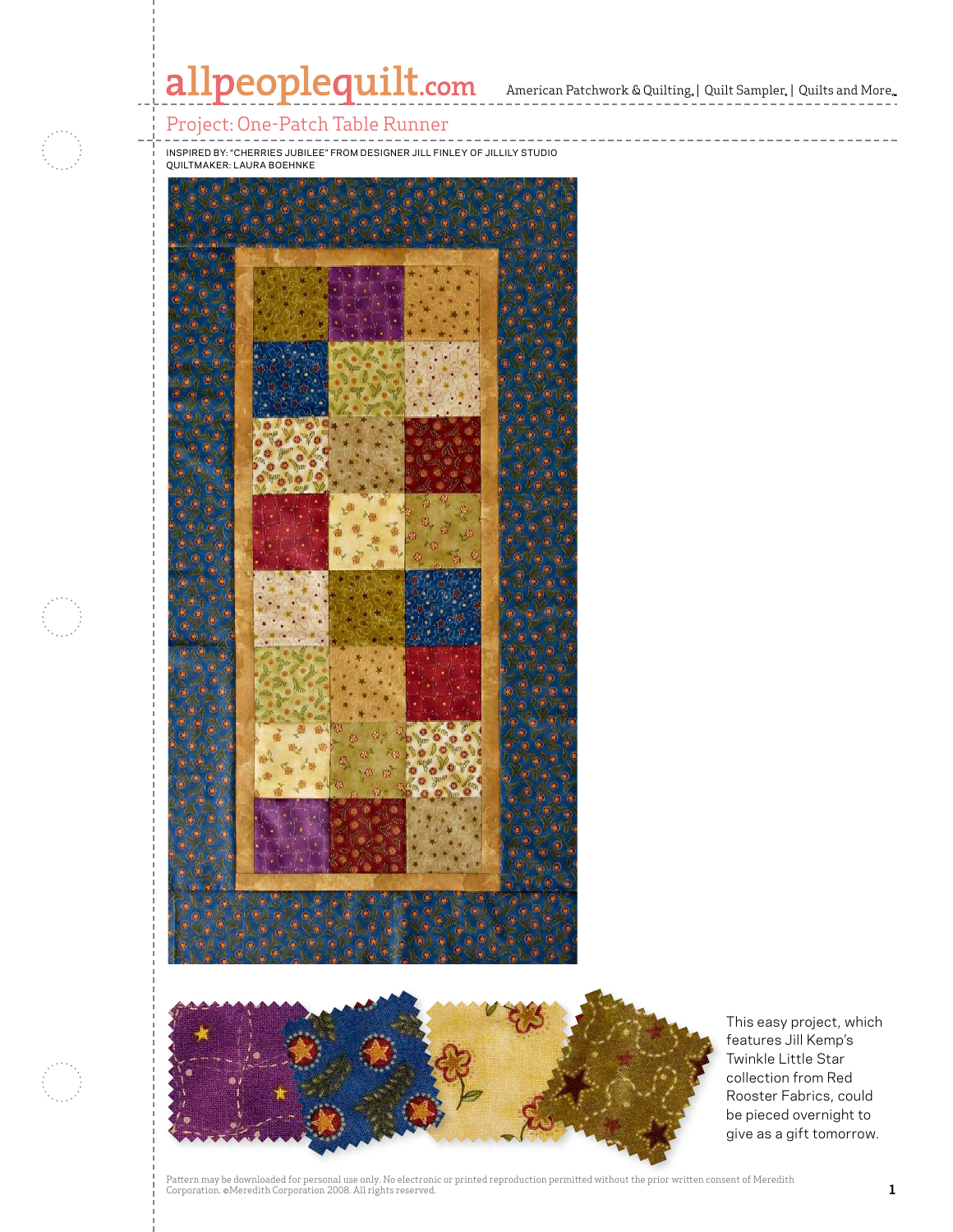# Project: One-Patch Table Runner

INSPIRED BY: "CHERRIES JUBILEE" FROM DESIGNER JILL FINLEY OF JILLILY STUDIO
QUILTMAKER: LAURA BOEHNKE

This easy project, which features Jill Kemp's Twinkle Little Star collection from Red Rooster Fabrics, could be pieced overnight to give as a gift tomorrow.

Pattern may be downloaded for personal use only. No electronic or printed reproduction permitted without the prior written consent of Meredith Corporation. ©Meredith Corporation 2008. All rights reserved.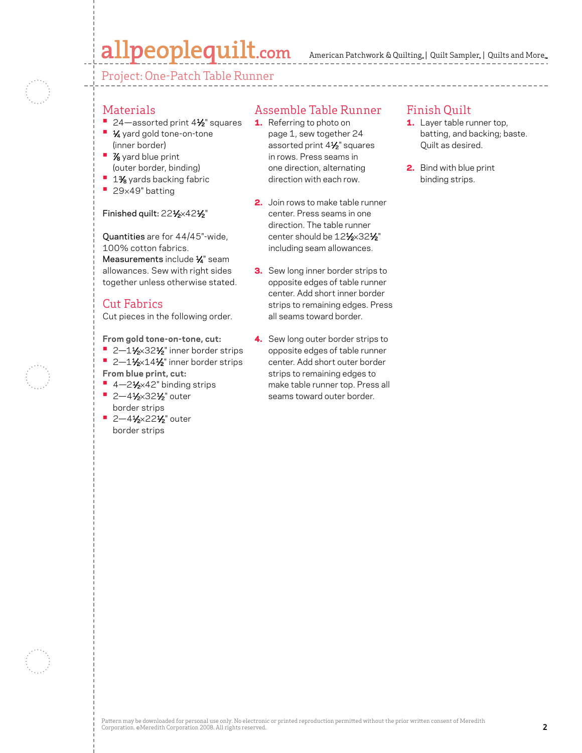# allpeoplequilt.com

## Project: One-Patch Table Runner

### Materials

- 24—assorted print 4½" squares
- ¼ yard gold tone-on-tone (inner border)
- ⅞ yard blue print (outer border, binding)
- 1⅜ yards backing fabric
- 29×49" batting

**Finished quilt:** 22½×42½"

**Quantities** are for 44/45"-wide, 100% cotton fabrics.
**Measurements** include ¼" seam allowances. Sew with right sides together unless otherwise stated.

### Cut Fabrics

Cut pieces in the following order.

**From gold tone-on-tone, cut:**

- 2—1½×32½" inner border strips
- 2—1½×14½" inner border strips

**From blue print, cut:**

- 4—2½×42" binding strips
- 2—4½×32½" outer border strips
- 2—4½×22½" outer border strips

### Assemble Table Runner

1. Referring to photo on page 1, sew together 24 assorted print 4½" squares in rows. Press seams in one direction, alternating direction with each row.
2. Join rows to make table runner center. Press seams in one direction. The table runner center should be 12½×32½" including seam allowances.
3. Sew long inner border strips to opposite edges of table runner center. Add short inner border strips to remaining edges. Press all seams toward border.
4. Sew long outer border strips to opposite edges of table runner center. Add short outer border strips to remaining edges to make table runner top. Press all seams toward outer border.

### Finish Quilt

1. Layer table runner top, batting, and backing; baste. Quilt as desired.
2. Bind with blue print binding strips.

Pattern may be downloaded for personal use only. No electronic or printed reproduction permitted without the prior written consent of Meredith Corporation. ©Meredith Corporation 2008. All rights reserved.